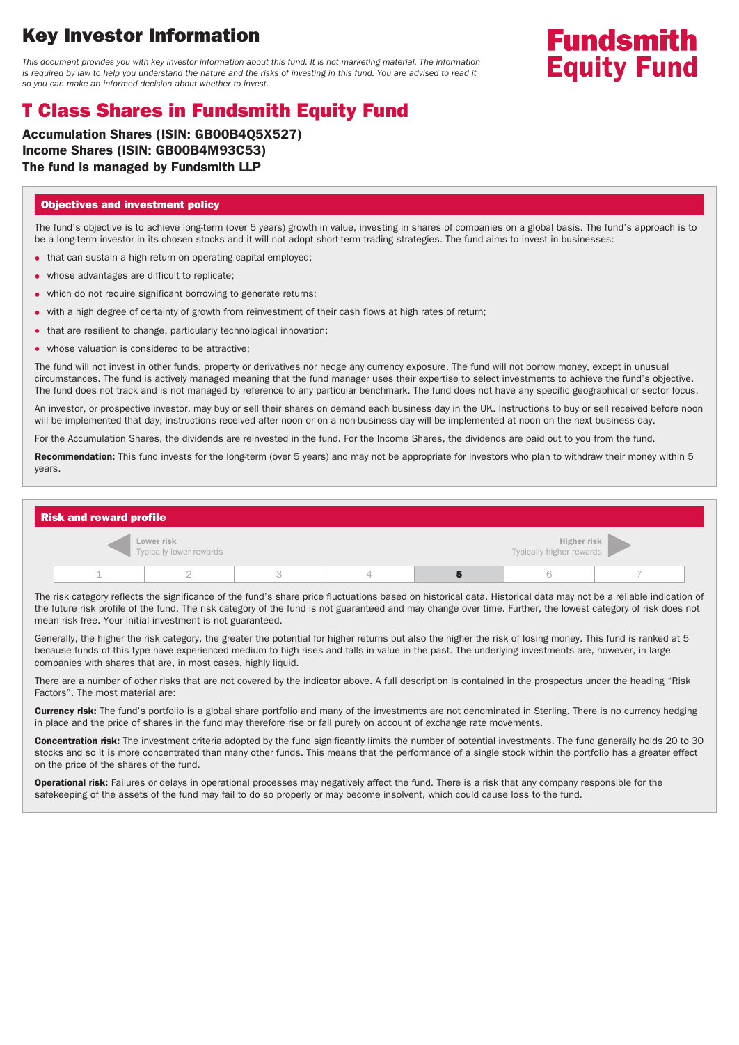# Key Investor Information

*This document provides you with key investor information about this fund. It is not marketing material. The information is required by law to help you understand the nature and the risks of investing in this fund. You are advised to read it so you can make an informed decision about whether to invest.*

**Fundsmith Equity Fund**

## T Class Shares in Fundsmith Equity Fund

**Accumulation Shares (ISIN: GB00B4Q5X527)**
**Income Shares (ISIN: GB00B4M93C53)**
**The fund is managed by Fundsmith LLP**

### Objectives and investment policy

The fund's objective is to achieve long-term (over 5 years) growth in value, investing in shares of companies on a global basis. The fund's approach is to be a long-term investor in its chosen stocks and it will not adopt short-term trading strategies. The fund aims to invest in businesses:

- that can sustain a high return on operating capital employed;
- whose advantages are difficult to replicate;
- which do not require significant borrowing to generate returns;
- with a high degree of certainty of growth from reinvestment of their cash flows at high rates of return;
- that are resilient to change, particularly technological innovation;
- whose valuation is considered to be attractive;

The fund will not invest in other funds, property or derivatives nor hedge any currency exposure. The fund will not borrow money, except in unusual circumstances. The fund is actively managed meaning that the fund manager uses their expertise to select investments to achieve the fund's objective. The fund does not track and is not managed by reference to any particular benchmark. The fund does not have any specific geographical or sector focus.

An investor, or prospective investor, may buy or sell their shares on demand each business day in the UK. Instructions to buy or sell received before noon will be implemented that day; instructions received after noon or on a non-business day will be implemented at noon on the next business day.

For the Accumulation Shares, the dividends are reinvested in the fund. For the Income Shares, the dividends are paid out to you from the fund.

**Recommendation:** This fund invests for the long-term (over 5 years) and may not be appropriate for investors who plan to withdraw their money within 5 years.

### Risk and reward profile

Lower risk — Typically lower rewards | Higher risk — Typically higher rewards

| 1 | 2 | 3 | 4 | **5** | 6 | 7 |
|---|---|---|---|---|---|---|

The risk category reflects the significance of the fund's share price fluctuations based on historical data. Historical data may not be a reliable indication of the future risk profile of the fund. The risk category of the fund is not guaranteed and may change over time. Further, the lowest category of risk does not mean risk free. Your initial investment is not guaranteed.

Generally, the higher the risk category, the greater the potential for higher returns but also the higher the risk of losing money. This fund is ranked at 5 because funds of this type have experienced medium to high rises and falls in value in the past. The underlying investments are, however, in large companies with shares that are, in most cases, highly liquid.

There are a number of other risks that are not covered by the indicator above. A full description is contained in the prospectus under the heading "Risk Factors". The most material are:

**Currency risk:** The fund's portfolio is a global share portfolio and many of the investments are not denominated in Sterling. There is no currency hedging in place and the price of shares in the fund may therefore rise or fall purely on account of exchange rate movements.

**Concentration risk:** The investment criteria adopted by the fund significantly limits the number of potential investments. The fund generally holds 20 to 30 stocks and so it is more concentrated than many other funds. This means that the performance of a single stock within the portfolio has a greater effect on the price of the shares of the fund.

**Operational risk:** Failures or delays in operational processes may negatively affect the fund. There is a risk that any company responsible for the safekeeping of the assets of the fund may fail to do so properly or may become insolvent, which could cause loss to the fund.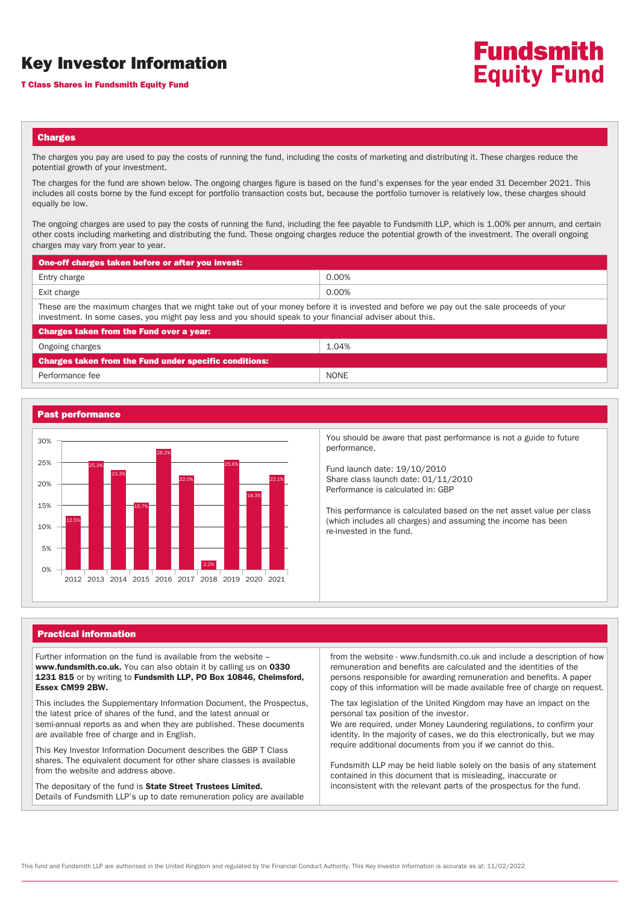# Key Investor Information

**T Class Shares in Fundsmith Equity Fund**

**Fundsmith Equity Fund**

## Charges

The charges you pay are used to pay the costs of running the fund, including the costs of marketing and distributing it. These charges reduce the potential growth of your investment.

The charges for the fund are shown below. The ongoing charges figure is based on the fund's expenses for the year ended 31 December 2021. This includes all costs borne by the fund except for portfolio transaction costs but, because the portfolio turnover is relatively low, these charges should equally be low.

The ongoing charges are used to pay the costs of running the fund, including the fee payable to Fundsmith LLP, which is 1.00% per annum, and certain other costs including marketing and distributing the fund. These ongoing charges reduce the potential growth of the investment. The overall ongoing charges may vary from year to year.

| | |
|---|---|
| **One-off charges taken before or after you invest:** | |
| Entry charge | 0.00% |
| Exit charge | 0.00% |
| These are the maximum charges that we might take out of your money before it is invested and before we pay out the sale proceeds of your investment. In some cases, you might pay less and you should speak to your financial adviser about this. | |
| **Charges taken from the Fund over a year:** | |
| Ongoing charges | 1.04% |
| **Charges taken from the Fund under specific conditions:** | |
| Performance fee | NONE |

## Past performance

30%
25%
20%
15%
10%
5%
0%

12.5% 25.3% 23.3% 15.7% 28.2% 22.0% 2.2% 25.6% 18.3% 22.1%

2012 2013 2014 2015 2016 2017 2018 2019 2020 2021

You should be aware that past performance is not a guide to future performance.

Fund launch date: 19/10/2010
Share class launch date: 01/11/2010
Performance is calculated in: GBP

This performance is calculated based on the net asset value per class (which includes all charges) and assuming the income has been re-invested in the fund.

## Practical information

Further information on the fund is available from the website – **www.fundsmith.co.uk.** You can also obtain it by calling us on **0330 1231 815** or by writing to **Fundsmith LLP, PO Box 10846, Chelmsford, Essex CM99 2BW.**

This includes the Supplementary Information Document, the Prospectus, the latest price of shares of the fund, and the latest annual or semi-annual reports as and when they are published. These documents are available free of charge and in English.

This Key Investor Information Document describes the GBP T Class shares. The equivalent document for other share classes is available from the website and address above.

The depositary of the fund is **State Street Trustees Limited.**
Details of Fundsmith LLP's up to date remuneration policy are available from the website - www.fundsmith.co.uk and include a description of how remuneration and benefits are calculated and the identities of the persons responsible for awarding remuneration and benefits. A paper copy of this information will be made available free of charge on request.

The tax legislation of the United Kingdom may have an impact on the personal tax position of the investor.
We are required, under Money Laundering regulations, to confirm your identity. In the majority of cases, we do this electronically, but we may require additional documents from you if we cannot do this.

Fundsmith LLP may be held liable solely on the basis of any statement contained in this document that is misleading, inaccurate or inconsistent with the relevant parts of the prospectus for the fund.

This fund and Fundsmith LLP are authorised in the United Kingdom and regulated by the Financial Conduct Authority. This Key Investor Information is accurate as at: 11/02/2022